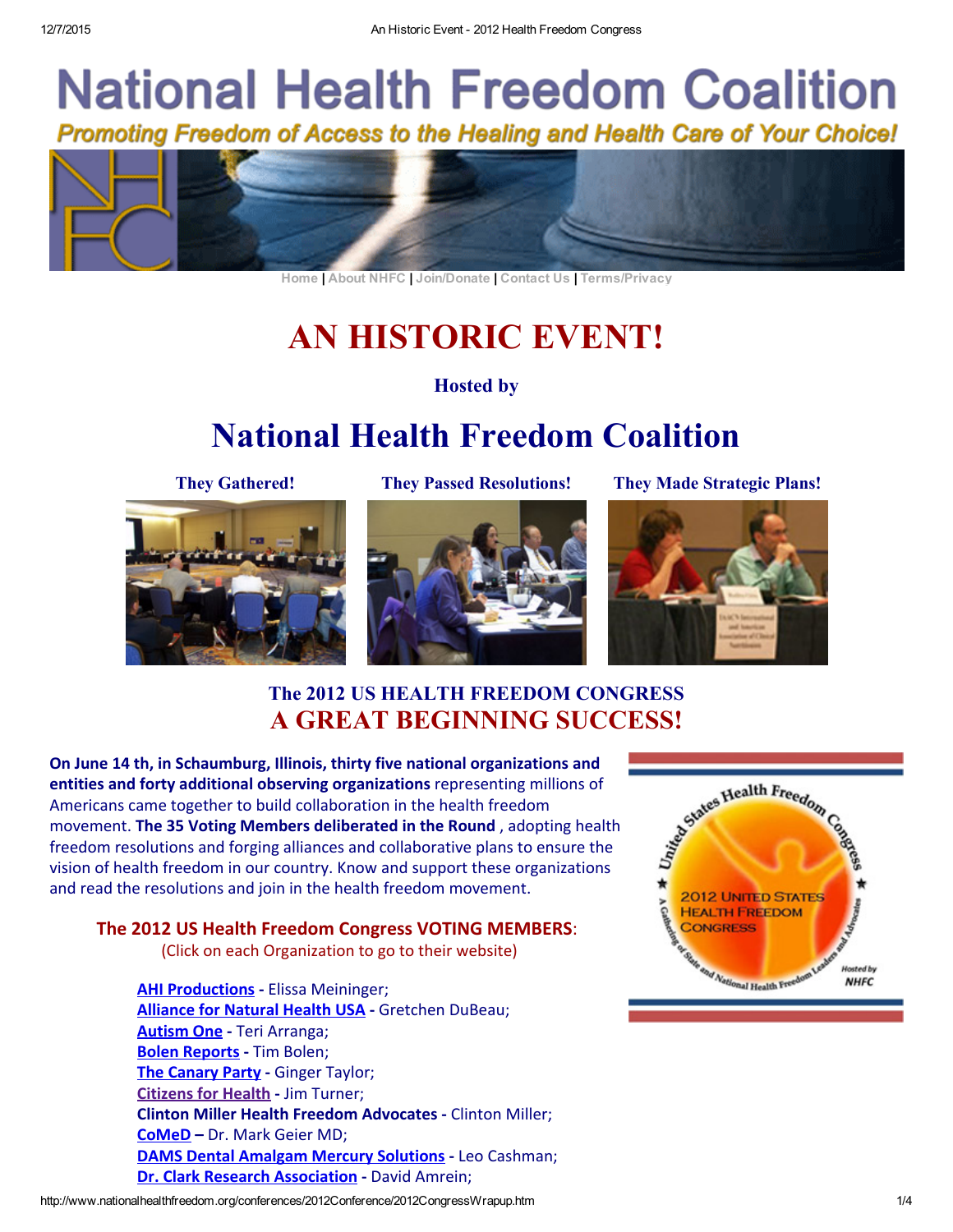# National Health Freedom Coalition

*Promoting Freedom of Access to the Healing and Health Care of Your Choice!*

Home | About NHFC | Join/Donate | Contact Us | Terms/Privacy

# AN HISTORIC EVENT!

### Hosted by

# National Health Freedom Coalition

**They Gathered!** **They Passed Resolutions!** **They Made Strategic Plans!**

## The 2012 US HEALTH FREEDOM CONGRESS
## A GREAT BEGINNING SUCCESS!

**On June 14 th, in Schaumburg, Illinois, thirty five national organizations and entities and forty additional observing organizations** representing millions of Americans came together to build collaboration in the health freedom movement. **The 35 Voting Members deliberated in the Round** , adopting health freedom resolutions and forging alliances and collaborative plans to ensure the vision of health freedom in our country. Know and support these organizations and read the resolutions and join in the health freedom movement.

### The 2012 US Health Freedom Congress VOTING MEMBERS:

(Click on each Organization to go to their website)

- **AHI Productions -** Elissa Meininger;
- **Alliance for Natural Health USA -** Gretchen DuBeau;
- **Autism One -** Teri Arranga;
- **Bolen Reports -** Tim Bolen;
- **The Canary Party -** Ginger Taylor;
- **Citizens for Health -** Jim Turner;
- **Clinton Miller Health Freedom Advocates -** Clinton Miller;
- **CoMeD –** Dr. Mark Geier MD;
- **DAMS Dental Amalgam Mercury Solutions -** Leo Cashman;
- **Dr. Clark Research Association -** David Amrein;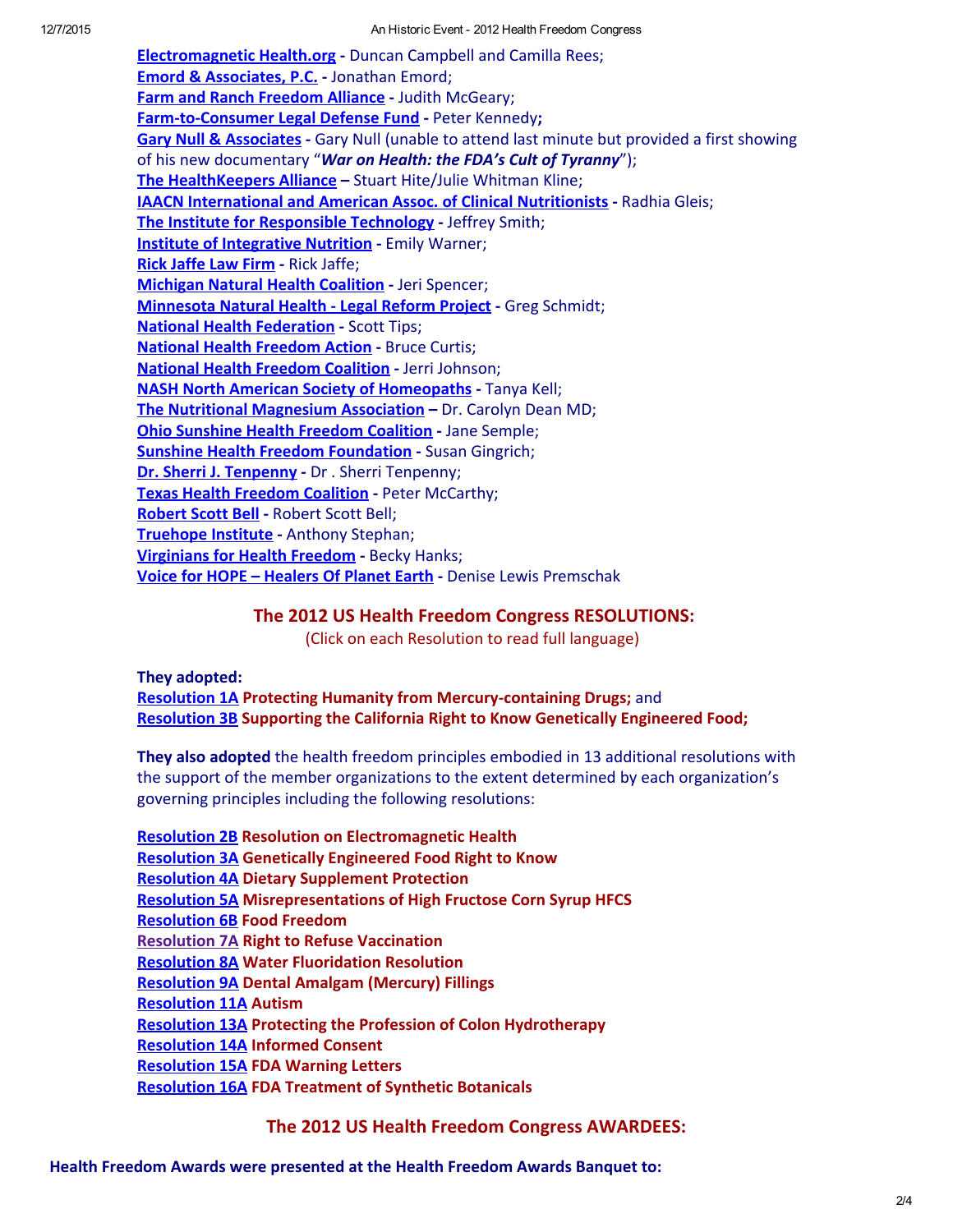**Electromagnetic Health.org** - Duncan Campbell and Camilla Rees;
**Emord & Associates, P.C.** - Jonathan Emord;
**Farm and Ranch Freedom Alliance** - Judith McGeary;
**Farm-to-Consumer Legal Defense Fund** - Peter Kennedy**;**
**Gary Null & Associates** - Gary Null (unable to attend last minute but provided a first showing of his new documentary "***War on Health: the FDA's Cult of Tyranny***");
**The HealthKeepers Alliance** – Stuart Hite/Julie Whitman Kline;
**IAACN International and American Assoc. of Clinical Nutritionists** - Radhia Gleis;
**The Institute for Responsible Technology** - Jeffrey Smith;
**Institute of Integrative Nutrition** - Emily Warner;
**Rick Jaffe Law Firm** - Rick Jaffe;
**Michigan Natural Health Coalition** - Jeri Spencer;
**Minnesota Natural Health - Legal Reform Project** - Greg Schmidt;
**National Health Federation** - Scott Tips;
**National Health Freedom Action** - Bruce Curtis;
**National Health Freedom Coalition** - Jerri Johnson;
**NASH North American Society of Homeopaths** - Tanya Kell;
**The Nutritional Magnesium Association** – Dr. Carolyn Dean MD;
**Ohio Sunshine Health Freedom Coalition** - Jane Semple;
**Sunshine Health Freedom Foundation** - Susan Gingrich;
**Dr. Sherri J. Tenpenny** - Dr . Sherri Tenpenny;
**Texas Health Freedom Coalition** - Peter McCarthy;
**Robert Scott Bell** - Robert Scott Bell;
**Truehope Institute** - Anthony Stephan;
**Virginians for Health Freedom** - Becky Hanks;
**Voice for HOPE – Healers Of Planet Earth** - Denise Lewis Premschak

## The 2012 US Health Freedom Congress RESOLUTIONS:

(Click on each Resolution to read full language)

**They adopted:**
**Resolution 1A Protecting Humanity from Mercury-containing Drugs;** and
**Resolution 3B Supporting the California Right to Know Genetically Engineered Food;**

**They also adopted** the health freedom principles embodied in 13 additional resolutions with the support of the member organizations to the extent determined by each organization's governing principles including the following resolutions:

**Resolution 2B Resolution on Electromagnetic Health**
**Resolution 3A Genetically Engineered Food Right to Know**
**Resolution 4A Dietary Supplement Protection**
**Resolution 5A Misrepresentations of High Fructose Corn Syrup HFCS**
**Resolution 6B Food Freedom**
**Resolution 7A Right to Refuse Vaccination**
**Resolution 8A Water Fluoridation Resolution**
**Resolution 9A Dental Amalgam (Mercury) Fillings**
**Resolution 11A Autism**
**Resolution 13A Protecting the Profession of Colon Hydrotherapy**
**Resolution 14A Informed Consent**
**Resolution 15A FDA Warning Letters**
**Resolution 16A FDA Treatment of Synthetic Botanicals**

## The 2012 US Health Freedom Congress AWARDEES:

**Health Freedom Awards were presented at the Health Freedom Awards Banquet to:**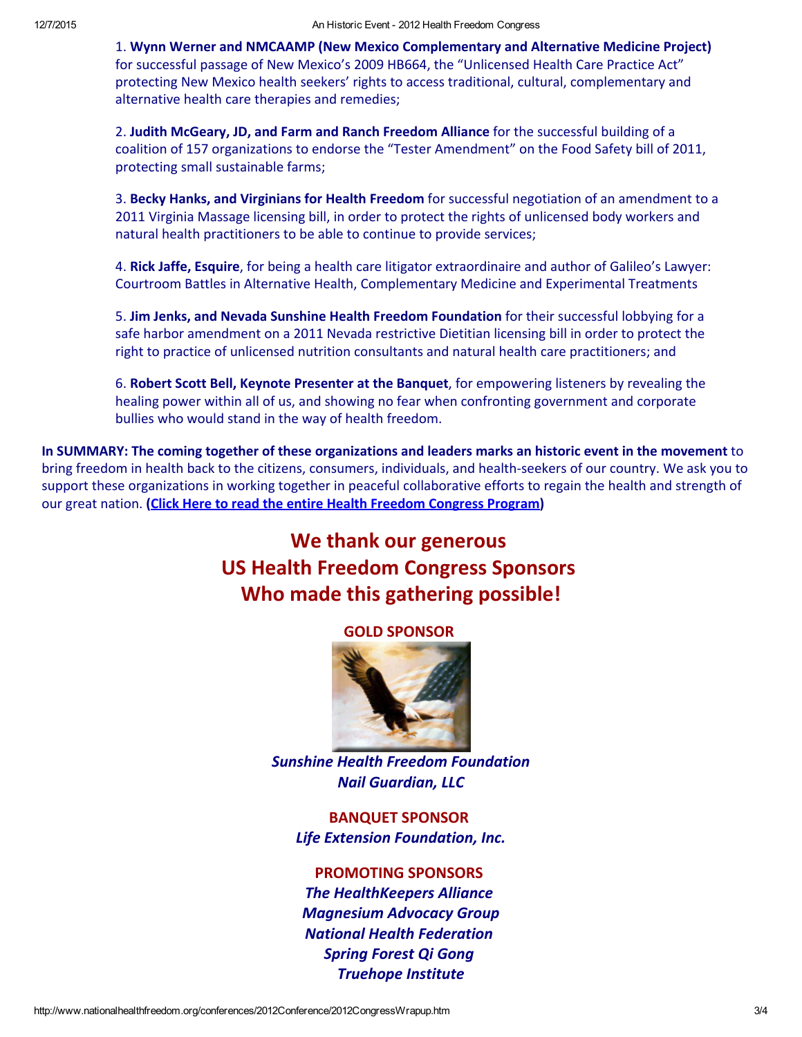1. **Wynn Werner and NMCAAMP (New Mexico Complementary and Alternative Medicine Project)** for successful passage of New Mexico's 2009 HB664, the "Unlicensed Health Care Practice Act" protecting New Mexico health seekers' rights to access traditional, cultural, complementary and alternative health care therapies and remedies;

2. **Judith McGeary, JD, and Farm and Ranch Freedom Alliance** for the successful building of a coalition of 157 organizations to endorse the "Tester Amendment" on the Food Safety bill of 2011, protecting small sustainable farms;

3. **Becky Hanks, and Virginians for Health Freedom** for successful negotiation of an amendment to a 2011 Virginia Massage licensing bill, in order to protect the rights of unlicensed body workers and natural health practitioners to be able to continue to provide services;

4. **Rick Jaffe, Esquire**, for being a health care litigator extraordinaire and author of Galileo's Lawyer: Courtroom Battles in Alternative Health, Complementary Medicine and Experimental Treatments

5. **Jim Jenks, and Nevada Sunshine Health Freedom Foundation** for their successful lobbying for a safe harbor amendment on a 2011 Nevada restrictive Dietitian licensing bill in order to protect the right to practice of unlicensed nutrition consultants and natural health care practitioners; and

6. **Robert Scott Bell, Keynote Presenter at the Banquet**, for empowering listeners by revealing the healing power within all of us, and showing no fear when confronting government and corporate bullies who would stand in the way of health freedom.

**In SUMMARY: The coming together of these organizations and leaders marks an historic event in the movement** to bring freedom in health back to the citizens, consumers, individuals, and health-seekers of our country. We ask you to support these organizations in working together in peaceful collaborative efforts to regain the health and strength of our great nation. **(Click Here to read the entire Health Freedom Congress Program)**

## We thank our generous US Health Freedom Congress Sponsors Who made this gathering possible!

**GOLD SPONSOR**

***Sunshine Health Freedom Foundation***
***Nail Guardian, LLC***

**BANQUET SPONSOR**

***Life Extension Foundation, Inc.***

**PROMOTING SPONSORS**

***The HealthKeepers Alliance***
***Magnesium Advocacy Group***
***National Health Federation***
***Spring Forest Qi Gong***
***Truehope Institute***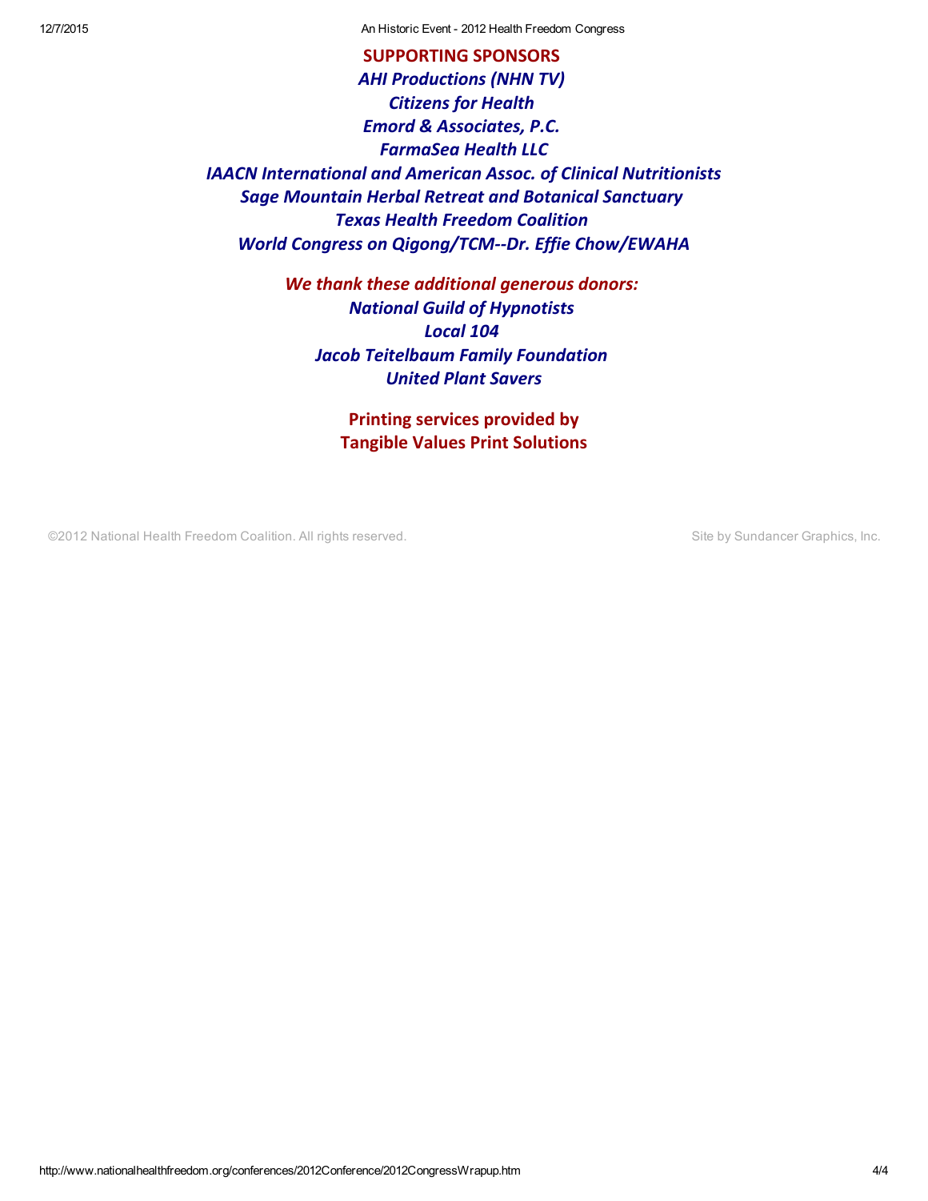**SUPPORTING SPONSORS**

*AHI Productions (NHN TV)*
*Citizens for Health*
*Emord & Associates, P.C.*
*FarmaSea Health LLC*
*IAACN International and American Assoc. of Clinical Nutritionists*
*Sage Mountain Herbal Retreat and Botanical Sanctuary*
*Texas Health Freedom Coalition*
*World Congress on Qigong/TCM--Dr. Effie Chow/EWAHA*

*We thank these additional generous donors:*

*National Guild of Hypnotists*
*Local 104*
*Jacob Teitelbaum Family Foundation*
*United Plant Savers*

**Printing services provided by**
**Tangible Values Print Solutions**

©2012 National Health Freedom Coalition. All rights reserved.

Site by Sundancer Graphics, Inc.